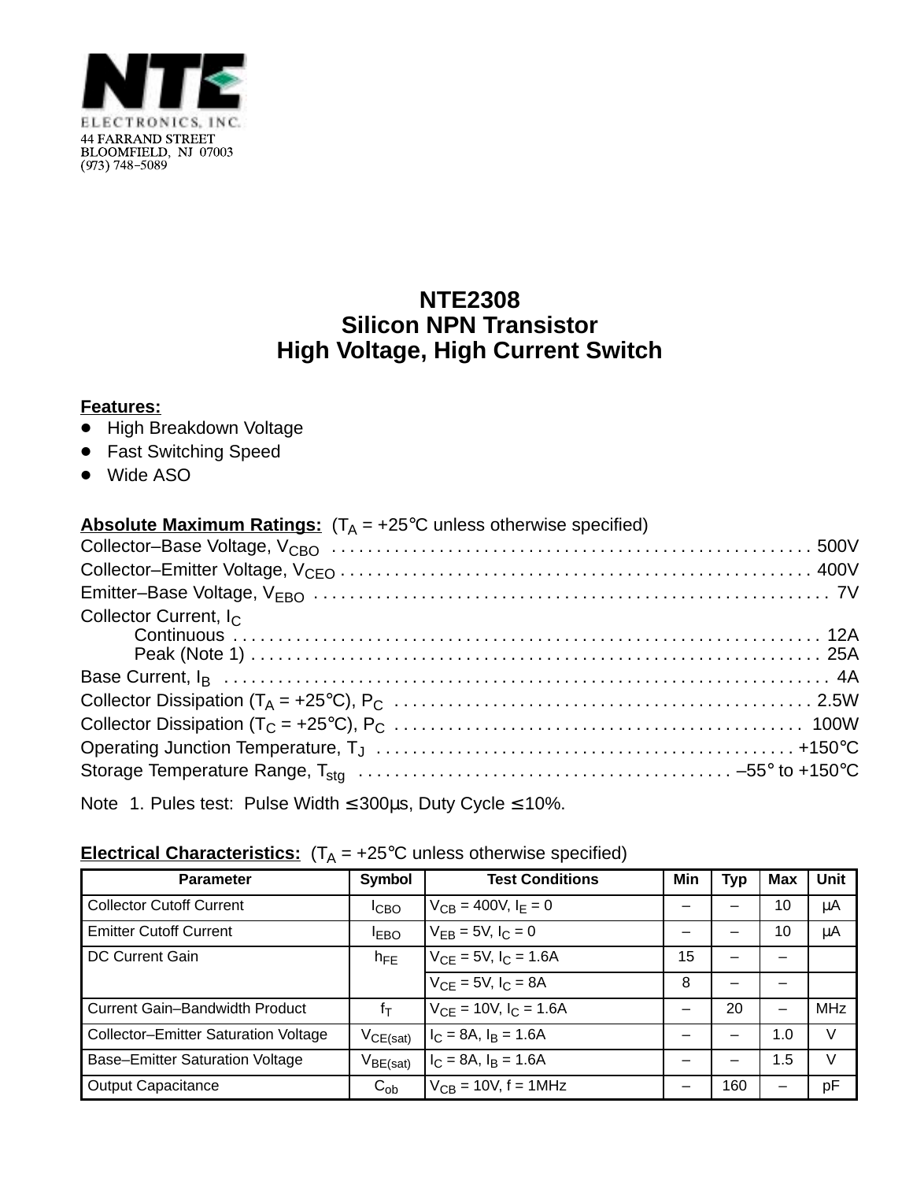NTE ELECTRONICS, INC.
44 FARRAND STREET
BLOOMFIELD, NJ 07003
(973) 748–5089

# NTE2308
## Silicon NPN Transistor
## High Voltage, High Current Switch

**Features:**
- High Breakdown Voltage
- Fast Switching Speed
- Wide ASO

**Absolute Maximum Ratings:** ($T_A$ = +25°C unless otherwise specified)

Collector–Base Voltage, $V_{CBO}$ . . . . . . . . . . 500V
Collector–Emitter Voltage, $V_{CEO}$ . . . . . . . . . . 400V
Emitter–Base Voltage, $V_{EBO}$ . . . . . . . . . . 7V
Collector Current, $I_C$
 Continuous . . . . . . . . . . 12A
 Peak (Note 1) . . . . . . . . . . 25A
Base Current, $I_B$ . . . . . . . . . . 4A
Collector Dissipation ($T_A$ = +25°C), $P_C$ . . . . . . . . . . 2.5W
Collector Dissipation ($T_C$ = +25°C), $P_C$ . . . . . . . . . . 100W
Operating Junction Temperature, $T_J$ . . . . . . . . . . +150°C
Storage Temperature Range, $T_{stg}$ . . . . . . . . . . –55° to +150°C

Note 1. Pules test: Pulse Width ≤ 300μs, Duty Cycle ≤ 10%.

**Electrical Characteristics:** ($T_A$ = +25°C unless otherwise specified)

| Parameter | Symbol | Test Conditions | Min | Typ | Max | Unit |
|---|---|---|---|---|---|---|
| Collector Cutoff Current | $I_{CBO}$ | $V_{CB}$ = 400V, $I_E$ = 0 | – | – | 10 | μA |
| Emitter Cutoff Current | $I_{EBO}$ | $V_{EB}$ = 5V, $I_C$ = 0 | – | – | 10 | μA |
| DC Current Gain | $h_{FE}$ | $V_{CE}$ = 5V, $I_C$ = 1.6A | 15 | – | – | |
| | | $V_{CE}$ = 5V, $I_C$ = 8A | 8 | – | – | |
| Current Gain–Bandwidth Product | $f_T$ | $V_{CE}$ = 10V, $I_C$ = 1.6A | – | 20 | – | MHz |
| Collector–Emitter Saturation Voltage | $V_{CE(sat)}$ | $I_C$ = 8A, $I_B$ = 1.6A | – | – | 1.0 | V |
| Base–Emitter Saturation Voltage | $V_{BE(sat)}$ | $I_C$ = 8A, $I_B$ = 1.6A | – | – | 1.5 | V |
| Output Capacitance | $C_{ob}$ | $V_{CB}$ = 10V, f = 1MHz | – | 160 | – | pF |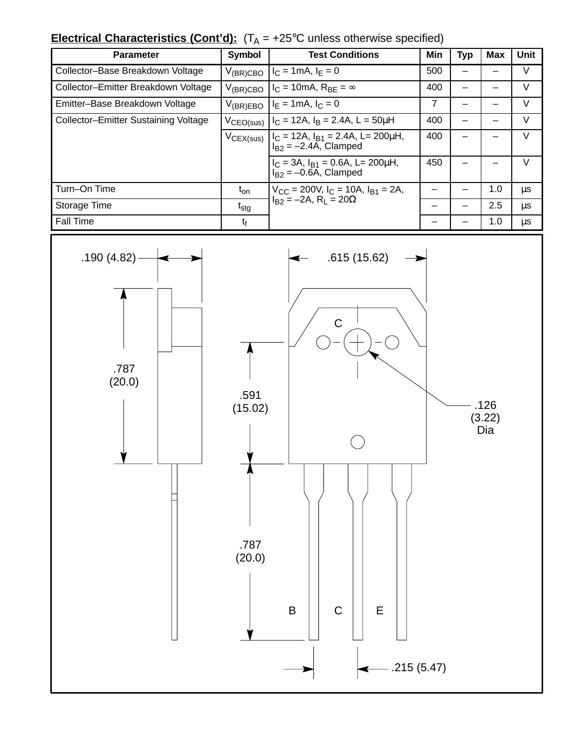**Electrical Characteristics (Cont'd):** ($T_A$ = +25°C unless otherwise specified)

| Parameter | Symbol | Test Conditions | Min | Typ | Max | Unit |
|---|---|---|---|---|---|---|
| Collector–Base Breakdown Voltage | $V_{(BR)CBO}$ | $I_C$ = 1mA, $I_E$ = 0 | 500 | – | – | V |
| Collector–Emitter Breakdown Voltage | $V_{(BR)CBO}$ | $I_C$ = 10mA, $R_{BE}$ = ∞ | 400 | – | – | V |
| Emitter–Base Breakdown Voltage | $V_{(BR)EBO}$ | $I_E$ = 1mA, $I_C$ = 0 | 7 | – | – | V |
| Collector–Emitter Sustaining Voltage | $V_{CEO(sus)}$ | $I_C$ = 12A, $I_B$ = 2.4A, L = 50μH | 400 | – | – | V |
| | $V_{CEX(sus)}$ | $I_C$ = 12A, $I_{B1}$ = 2.4A, L= 200μH, $I_{B2}$ = –2.4A, Clamped | 400 | – | – | V |
| | | $I_C$ = 3A, $I_{B1}$ = 0.6A, L= 200μH, $I_{B2}$ = –0.6A, Clamped | 450 | – | – | V |
| Turn–On Time | $t_{on}$ | $V_{CC}$ = 200V, $I_C$ = 10A, $I_{B1}$ = 2A, $I_{B2}$ = –2A, $R_L$ = 20Ω | – | – | 1.0 | μs |
| Storage Time | $t_{stg}$ | | – | – | 2.5 | μs |
| Fall Time | $t_f$ | | – | – | 1.0 | μs |

.190 (4.82)

.615 (15.62)

.787 (20.0)

C

.591 (15.02)

.126 (3.22) Dia

.787 (20.0)

B C E

.215 (5.47)